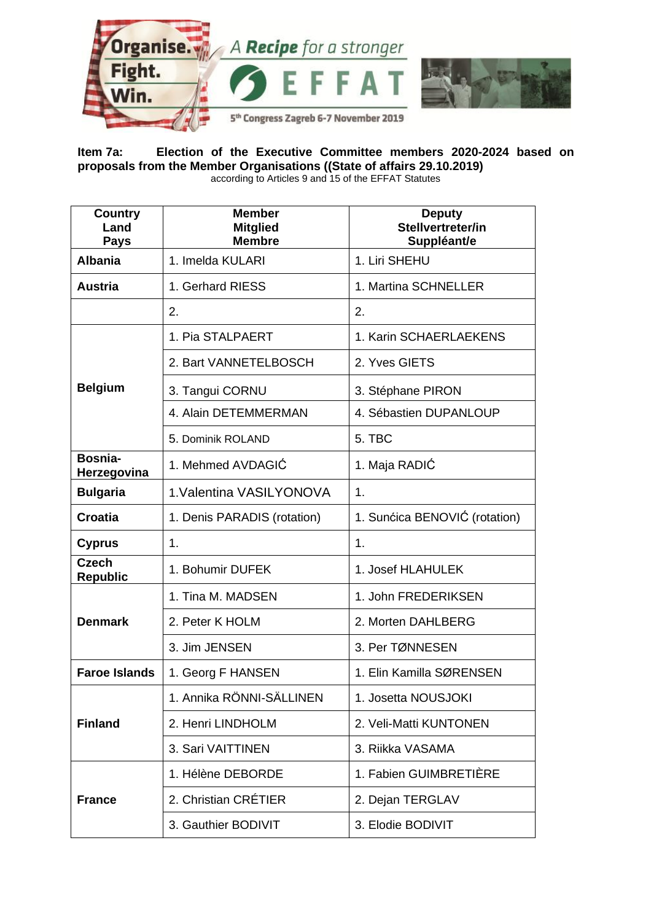Organise. Fight. Win.

A Recipe for a stronger EFFAT

5th Congress Zagreb 6-7 November 2019

**Item 7a: Election of the Executive Committee members 2020-2024 based on proposals from the Member Organisations ((State of affairs 29.10.2019)**

according to Articles 9 and 15 of the EFFAT Statutes

| Country<br>Land<br>Pays | Member<br>Mitglied<br>Membre | Deputy<br>Stellvertreter/in<br>Suppléant/e |
|---|---|---|
| **Albania** | 1. Imelda KULARI | 1. Liri SHEHU |
| **Austria** | 1. Gerhard RIESS | 1. Martina SCHNELLER |
| | 2. | 2. |
| **Belgium** | 1. Pia STALPAERT | 1. Karin SCHAERLAEKENS |
| | 2. Bart VANNETELBOSCH | 2. Yves GIETS |
| | 3. Tangui CORNU | 3. Stéphane PIRON |
| | 4. Alain DETEMMERMAN | 4. Sébastien DUPANLOUP |
| | 5. Dominik ROLAND | 5. TBC |
| **Bosnia-Herzegovina** | 1. Mehmed AVDAGIĆ | 1. Maja RADIĆ |
| **Bulgaria** | 1.Valentina VASILYONOVA | 1. |
| **Croatia** | 1. Denis PARADIS (rotation) | 1. Sunćica BENOVIĆ (rotation) |
| **Cyprus** | 1. | 1. |
| **Czech Republic** | 1. Bohumir DUFEK | 1. Josef HLAHULEK |
| **Denmark** | 1. Tina M. MADSEN | 1. John FREDERIKSEN |
| | 2. Peter K HOLM | 2. Morten DAHLBERG |
| | 3. Jim JENSEN | 3. Per TØNNESEN |
| **Faroe Islands** | 1. Georg F HANSEN | 1. Elin Kamilla SØRENSEN |
| **Finland** | 1. Annika RÖNNI-SÄLLINEN | 1. Josetta NOUSJOKI |
| | 2. Henri LINDHOLM | 2. Veli-Matti KUNTONEN |
| | 3. Sari VAITTINEN | 3. Riikka VASAMA |
| **France** | 1. Hélène DEBORDE | 1. Fabien GUIMBRETIÈRE |
| | 2. Christian CRÉTIER | 2. Dejan TERGLAV |
| | 3. Gauthier BODIVIT | 3. Elodie BODIVIT |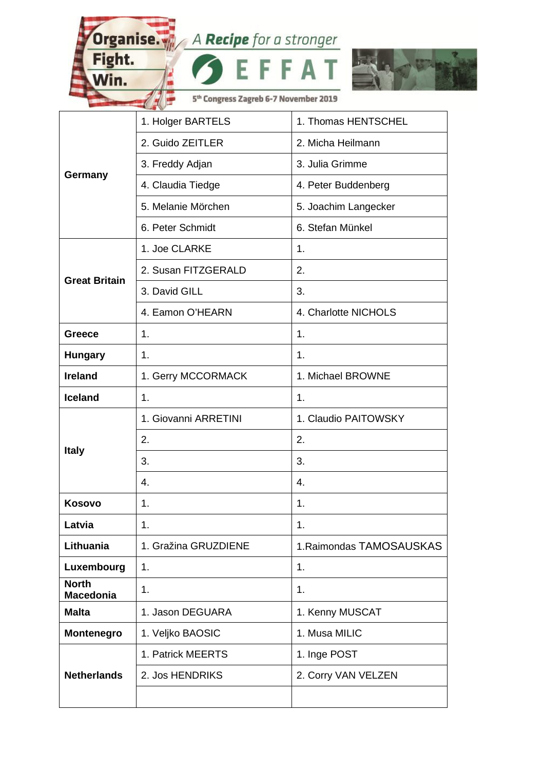| | | |
|---|---|---|
| **Germany** | 1. Holger BARTELS | 1. Thomas HENTSCHEL |
| | 2. Guido ZEITLER | 2. Micha Heilmann |
| | 3. Freddy Adjan | 3. Julia Grimme |
| | 4. Claudia Tiedge | 4. Peter Buddenberg |
| | 5. Melanie Mörchen | 5. Joachim Langecker |
| | 6. Peter Schmidt | 6. Stefan Münkel |
| **Great Britain** | 1. Joe CLARKE | 1. |
| | 2. Susan FITZGERALD | 2. |
| | 3. David GILL | 3. |
| | 4. Eamon O'HEARN | 4. Charlotte NICHOLS |
| **Greece** | 1. | 1. |
| **Hungary** | 1. | 1. |
| **Ireland** | 1. Gerry MCCORMACK | 1. Michael BROWNE |
| **Iceland** | 1. | 1. |
| **Italy** | 1. Giovanni ARRETINI | 1. Claudio PAITOWSKY |
| | 2. | 2. |
| | 3. | 3. |
| | 4. | 4. |
| **Kosovo** | 1. | 1. |
| **Latvia** | 1. | 1. |
| **Lithuania** | 1. Gražina GRUZDIENE | 1.Raimondas TAMOSAUSKAS |
| **Luxembourg** | 1. | 1. |
| **North Macedonia** | 1. | 1. |
| **Malta** | 1. Jason DEGUARA | 1. Kenny MUSCAT |
| **Montenegro** | 1. Veljko BAOSIC | 1. Musa MILIC |
| **Netherlands** | 1. Patrick MEERTS | 1. Inge POST |
| | 2. Jos HENDRIKS | 2. Corry VAN VELZEN |
| | | |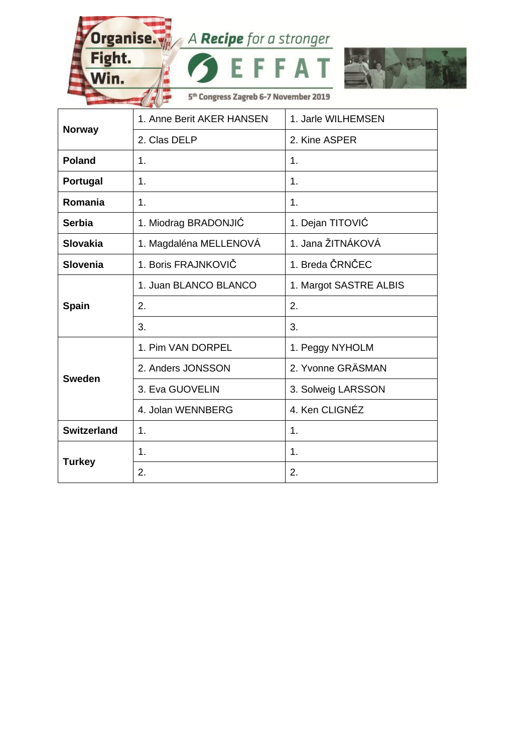| | | |
|---|---|---|
| **Norway** | 1. Anne Berit AKER HANSEN | 1. Jarle WILHEMSEN |
| | 2. Clas DELP | 2. Kine ASPER |
| **Poland** | 1. | 1. |
| **Portugal** | 1. | 1. |
| **Romania** | 1. | 1. |
| **Serbia** | 1. Miodrag BRADONJIĆ | 1. Dejan TITOVIĆ |
| **Slovakia** | 1. Magdaléna MELLENOVÁ | 1. Jana ŽITNÁKOVÁ |
| **Slovenia** | 1. Boris FRAJNKOVIČ | 1. Breda ČRNČEC |
| **Spain** | 1. Juan BLANCO BLANCO | 1. Margot SASTRE ALBIS |
| | 2. | 2. |
| | 3. | 3. |
| **Sweden** | 1. Pim VAN DORPEL | 1. Peggy NYHOLM |
| | 2. Anders JONSSON | 2. Yvonne GRÄSMAN |
| | 3. Eva GUOVELIN | 3. Solweig LARSSON |
| | 4. Jolan WENNBERG | 4. Ken CLIGNÉZ |
| **Switzerland** | 1. | 1. |
| **Turkey** | 1. | 1. |
| | 2. | 2. |